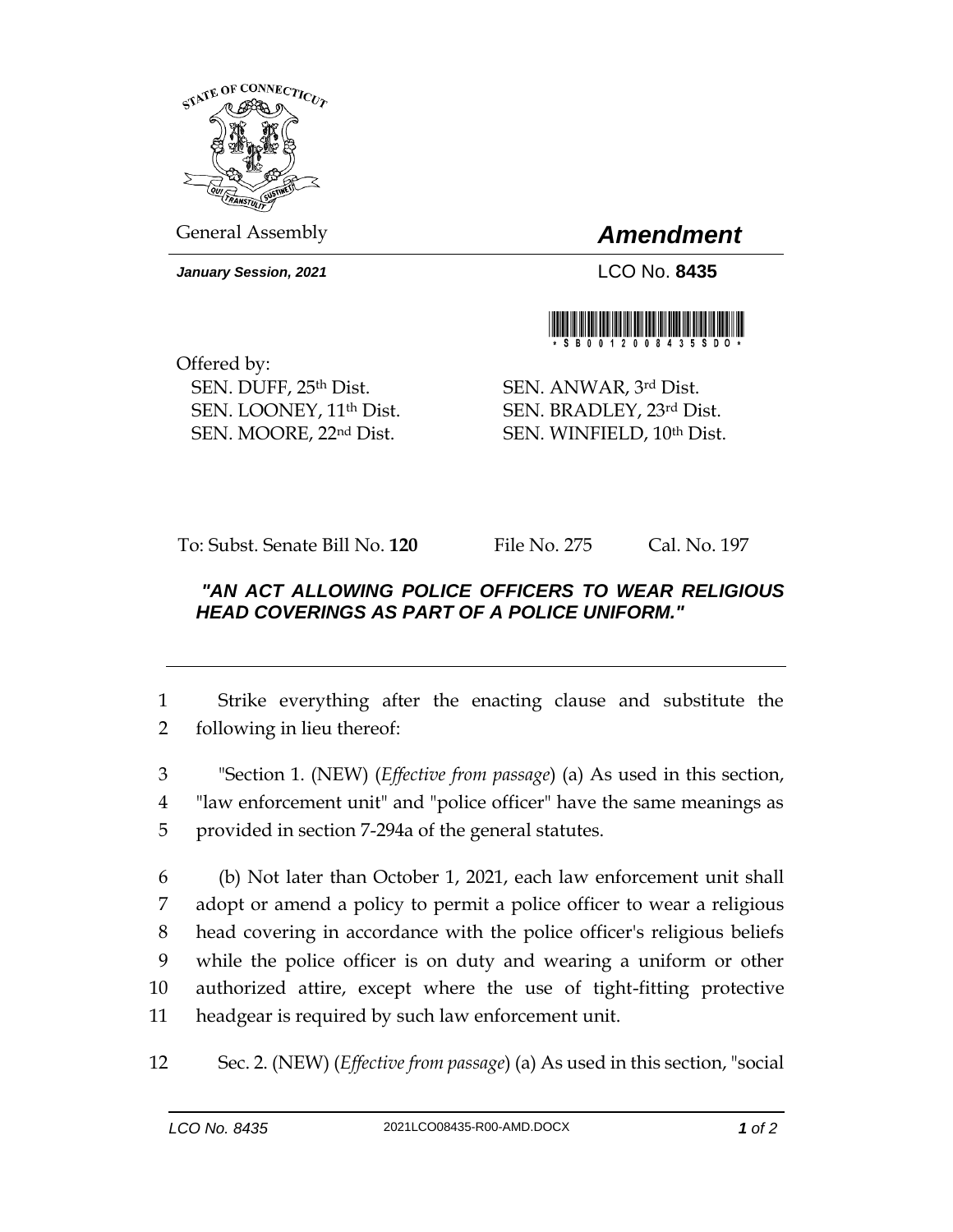General Assembly

# *Amendment*

***January Session, 2021***

LCO No. **8435**

\* S B 0 0 1 2 0 0 8 4 3 5 S D O \*

Offered by:
SEN. DUFF, 25th Dist.
SEN. LOONEY, 11th Dist.
SEN. MOORE, 22nd Dist.
SEN. ANWAR, 3rd Dist.
SEN. BRADLEY, 23rd Dist.
SEN. WINFIELD, 10th Dist.

To: Subst. Senate Bill No. **120** File No. 275 Cal. No. 197

***"AN ACT ALLOWING POLICE OFFICERS TO WEAR RELIGIOUS HEAD COVERINGS AS PART OF A POLICE UNIFORM."***

---

1 Strike everything after the enacting clause and substitute the
2 following in lieu thereof:

3 "Section 1. (NEW) (*Effective from passage*) (a) As used in this section,
4 "law enforcement unit" and "police officer" have the same meanings as
5 provided in section 7-294a of the general statutes.

6 (b) Not later than October 1, 2021, each law enforcement unit shall
7 adopt or amend a policy to permit a police officer to wear a religious
8 head covering in accordance with the police officer's religious beliefs
9 while the police officer is on duty and wearing a uniform or other
10 authorized attire, except where the use of tight-fitting protective
11 headgear is required by such law enforcement unit.

12 Sec. 2. (NEW) (*Effective from passage*) (a) As used in this section, "social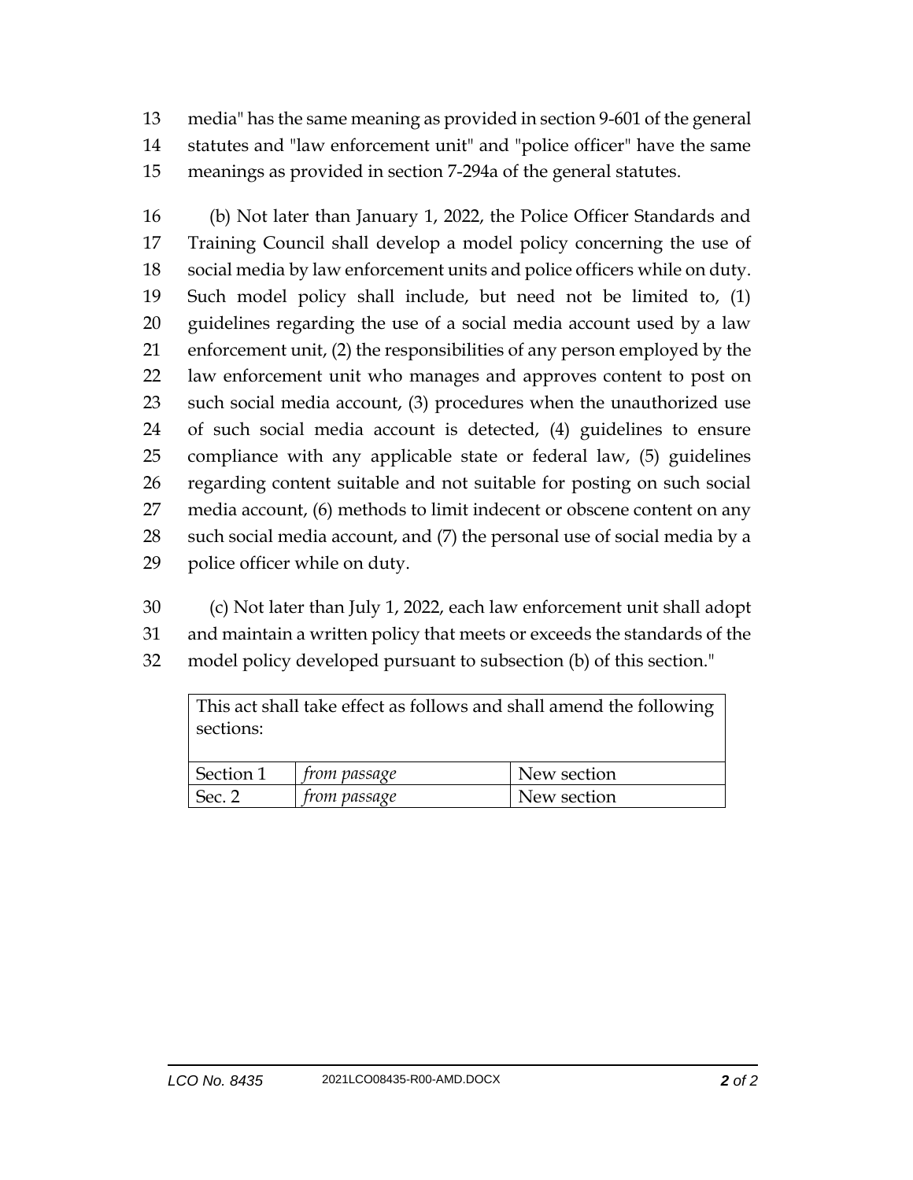media" has the same meaning as provided in section 9-601 of the general statutes and "law enforcement unit" and "police officer" have the same meanings as provided in section 7-294a of the general statutes.

(b) Not later than January 1, 2022, the Police Officer Standards and Training Council shall develop a model policy concerning the use of social media by law enforcement units and police officers while on duty. Such model policy shall include, but need not be limited to, (1) guidelines regarding the use of a social media account used by a law enforcement unit, (2) the responsibilities of any person employed by the law enforcement unit who manages and approves content to post on such social media account, (3) procedures when the unauthorized use of such social media account is detected, (4) guidelines to ensure compliance with any applicable state or federal law, (5) guidelines regarding content suitable and not suitable for posting on such social media account, (6) methods to limit indecent or obscene content on any such social media account, and (7) the personal use of social media by a police officer while on duty.

(c) Not later than July 1, 2022, each law enforcement unit shall adopt and maintain a written policy that meets or exceeds the standards of the model policy developed pursuant to subsection (b) of this section."

| This act shall take effect as follows and shall amend the following sections: | | |
|---|---|---|
| Section 1 | *from passage* | New section |
| Sec. 2 | *from passage* | New section |